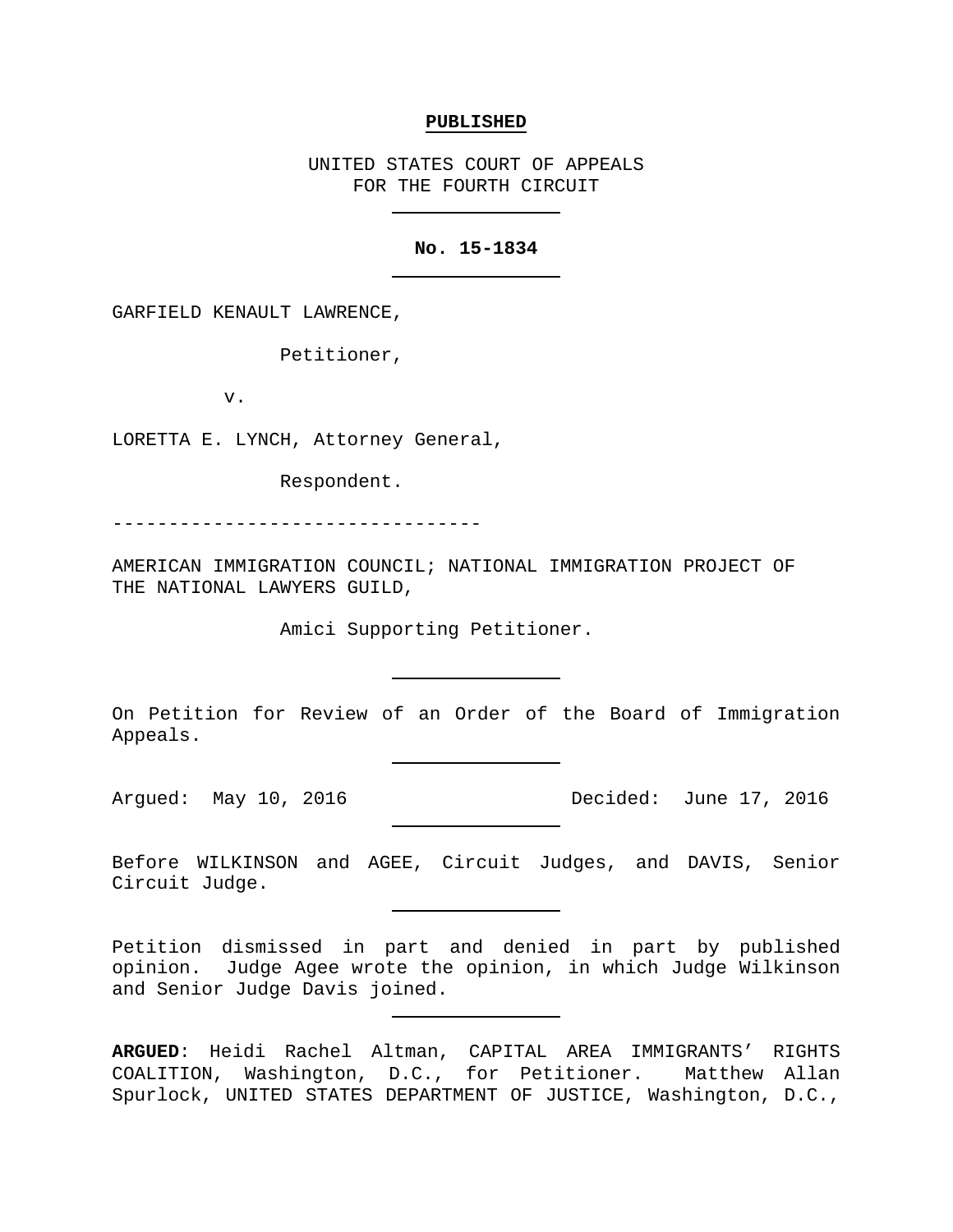**PUBLISHED**

UNITED STATES COURT OF APPEALS
FOR THE FOURTH CIRCUIT

---

**No. 15-1834**

---

GARFIELD KENAULT LAWRENCE,

Petitioner,

v.

LORETTA E. LYNCH, Attorney General,

Respondent.

---------------------------------

AMERICAN IMMIGRATION COUNCIL; NATIONAL IMMIGRATION PROJECT OF THE NATIONAL LAWYERS GUILD,

Amici Supporting Petitioner.

---

On Petition for Review of an Order of the Board of Immigration Appeals.

---

Argued: May 10, 2016 Decided: June 17, 2016

---

Before WILKINSON and AGEE, Circuit Judges, and DAVIS, Senior Circuit Judge.

---

Petition dismissed in part and denied in part by published opinion. Judge Agee wrote the opinion, in which Judge Wilkinson and Senior Judge Davis joined.

---

**ARGUED**: Heidi Rachel Altman, CAPITAL AREA IMMIGRANTS' RIGHTS COALITION, Washington, D.C., for Petitioner. Matthew Allan Spurlock, UNITED STATES DEPARTMENT OF JUSTICE, Washington, D.C.,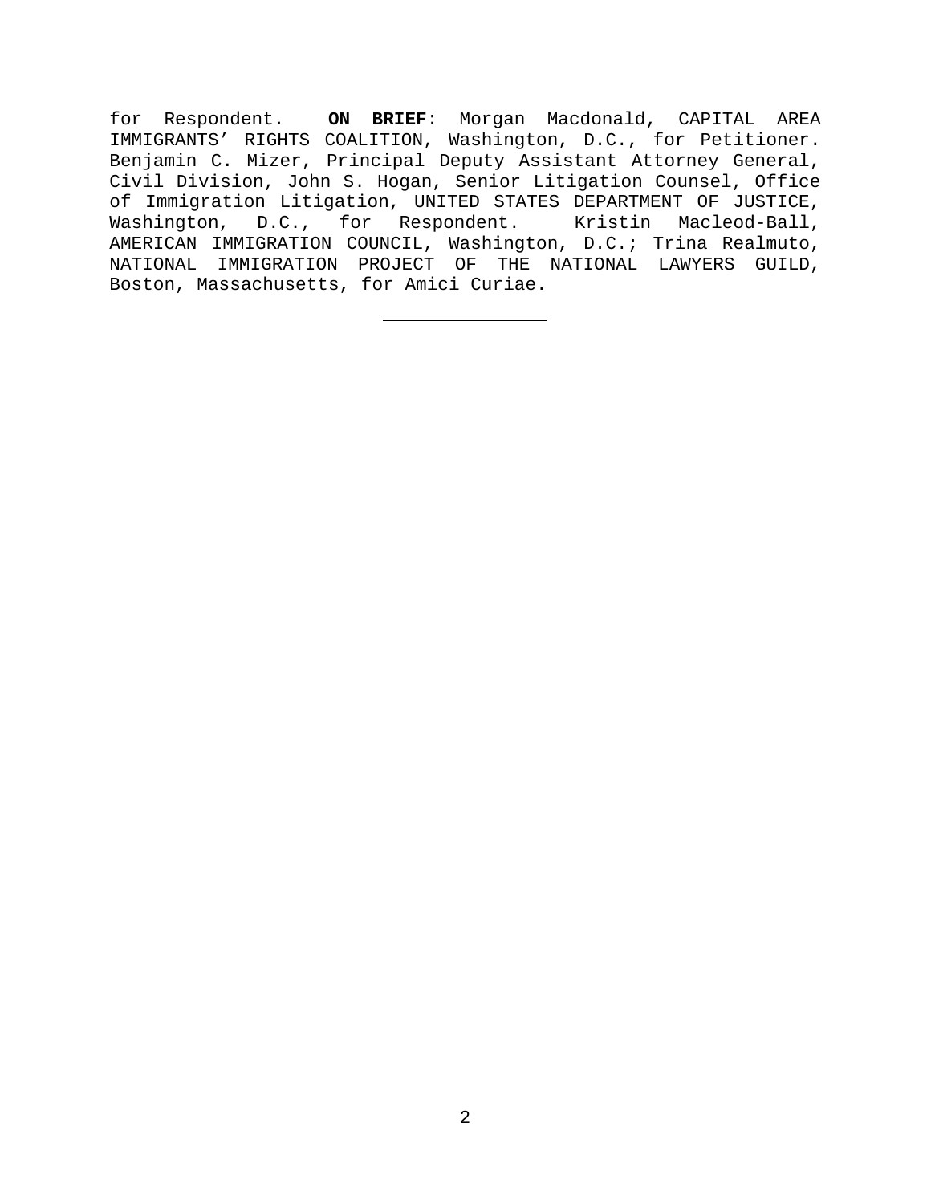for Respondent. **ON BRIEF**: Morgan Macdonald, CAPITAL AREA IMMIGRANTS' RIGHTS COALITION, Washington, D.C., for Petitioner. Benjamin C. Mizer, Principal Deputy Assistant Attorney General, Civil Division, John S. Hogan, Senior Litigation Counsel, Office of Immigration Litigation, UNITED STATES DEPARTMENT OF JUSTICE, Washington, D.C., for Respondent. Kristin Macleod-Ball, AMERICAN IMMIGRATION COUNCIL, Washington, D.C.; Trina Realmuto, NATIONAL IMMIGRATION PROJECT OF THE NATIONAL LAWYERS GUILD, Boston, Massachusetts, for Amici Curiae.

---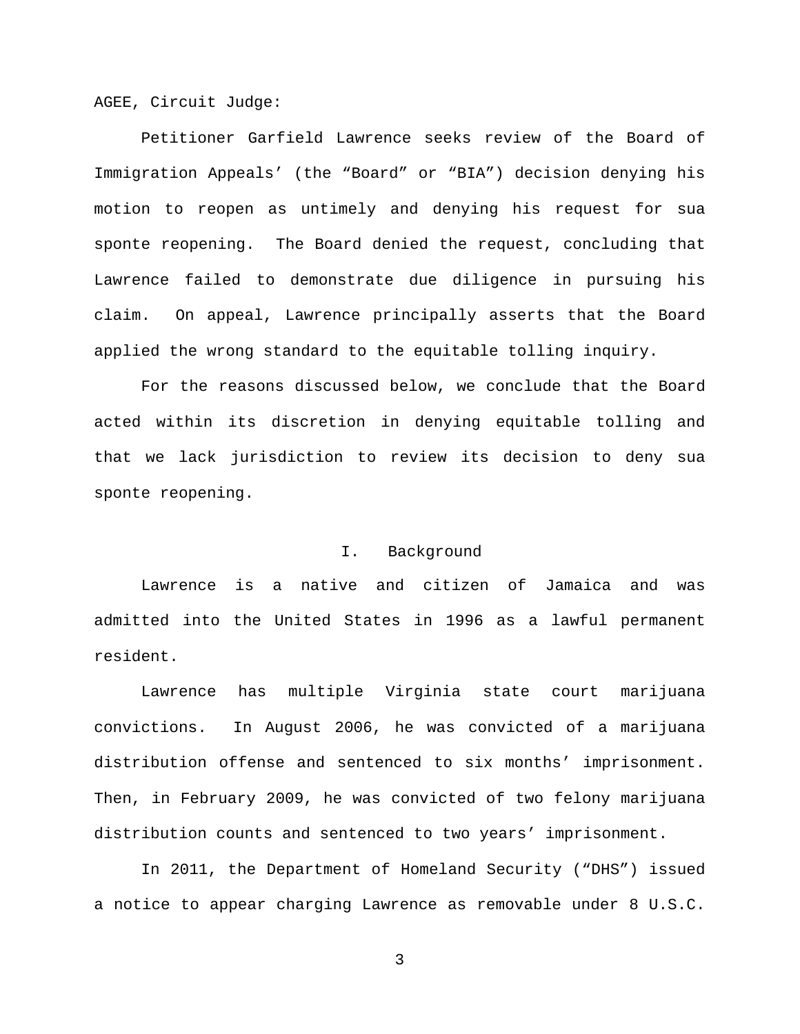AGEE, Circuit Judge:

Petitioner Garfield Lawrence seeks review of the Board of Immigration Appeals' (the "Board" or "BIA") decision denying his motion to reopen as untimely and denying his request for sua sponte reopening. The Board denied the request, concluding that Lawrence failed to demonstrate due diligence in pursuing his claim. On appeal, Lawrence principally asserts that the Board applied the wrong standard to the equitable tolling inquiry.

For the reasons discussed below, we conclude that the Board acted within its discretion in denying equitable tolling and that we lack jurisdiction to review its decision to deny sua sponte reopening.

## I. Background

Lawrence is a native and citizen of Jamaica and was admitted into the United States in 1996 as a lawful permanent resident.

Lawrence has multiple Virginia state court marijuana convictions. In August 2006, he was convicted of a marijuana distribution offense and sentenced to six months' imprisonment. Then, in February 2009, he was convicted of two felony marijuana distribution counts and sentenced to two years' imprisonment.

In 2011, the Department of Homeland Security ("DHS") issued a notice to appear charging Lawrence as removable under 8 U.S.C.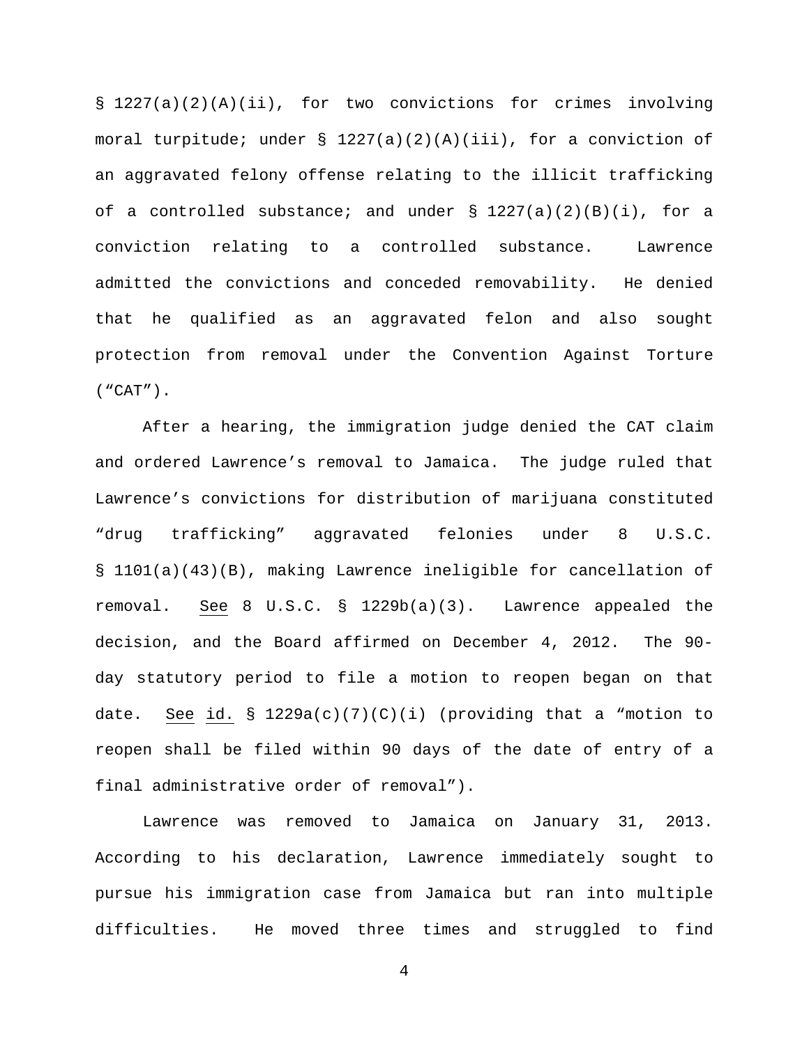§ 1227(a)(2)(A)(ii), for two convictions for crimes involving moral turpitude; under § 1227(a)(2)(A)(iii), for a conviction of an aggravated felony offense relating to the illicit trafficking of a controlled substance; and under § 1227(a)(2)(B)(i), for a conviction relating to a controlled substance. Lawrence admitted the convictions and conceded removability. He denied that he qualified as an aggravated felon and also sought protection from removal under the Convention Against Torture ("CAT").

After a hearing, the immigration judge denied the CAT claim and ordered Lawrence's removal to Jamaica. The judge ruled that Lawrence's convictions for distribution of marijuana constituted "drug trafficking" aggravated felonies under 8 U.S.C. § 1101(a)(43)(B), making Lawrence ineligible for cancellation of removal. See 8 U.S.C. § 1229b(a)(3). Lawrence appealed the decision, and the Board affirmed on December 4, 2012. The 90-day statutory period to file a motion to reopen began on that date. See id. § 1229a(c)(7)(C)(i) (providing that a "motion to reopen shall be filed within 90 days of the date of entry of a final administrative order of removal").

Lawrence was removed to Jamaica on January 31, 2013. According to his declaration, Lawrence immediately sought to pursue his immigration case from Jamaica but ran into multiple difficulties. He moved three times and struggled to find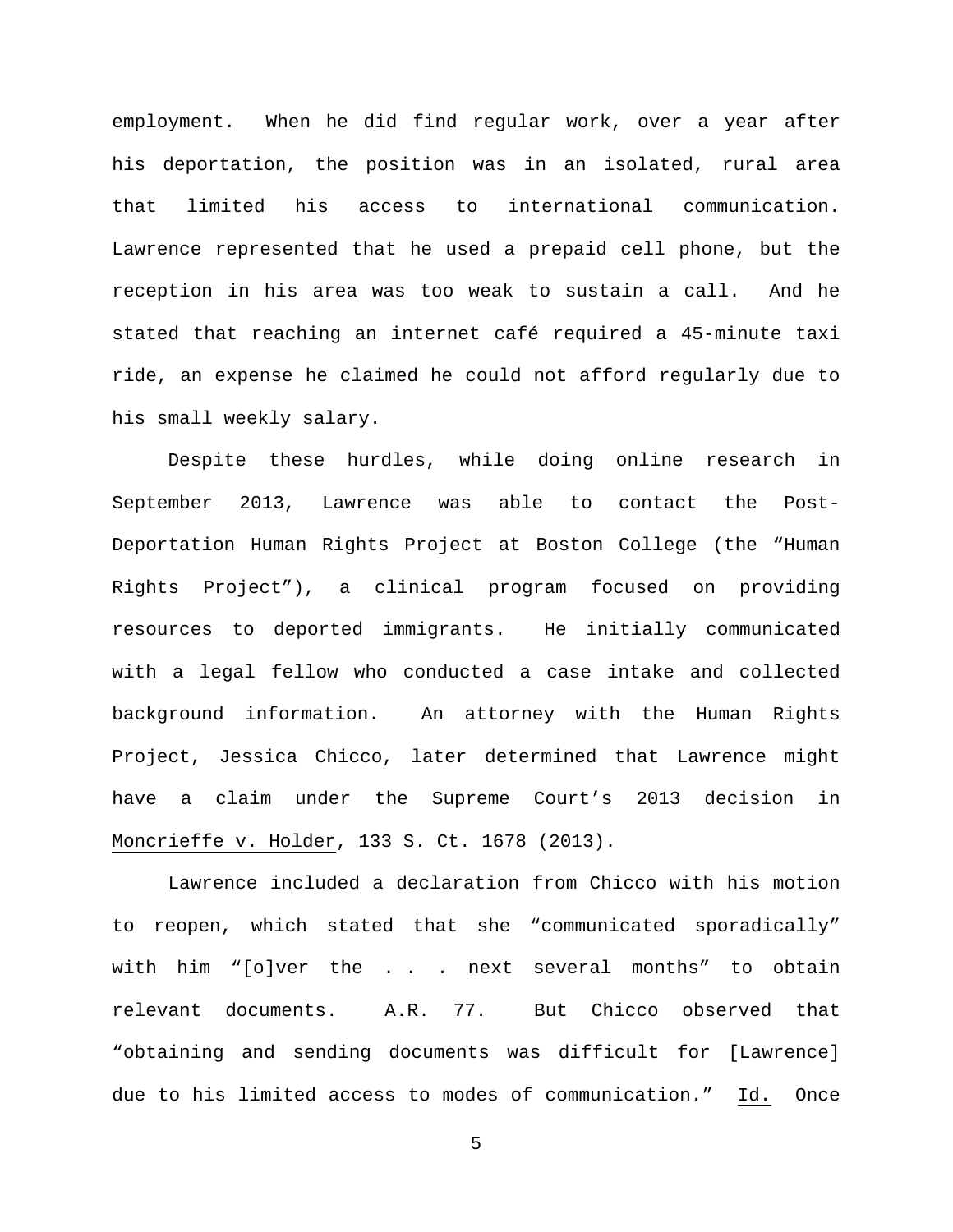employment. When he did find regular work, over a year after his deportation, the position was in an isolated, rural area that limited his access to international communication. Lawrence represented that he used a prepaid cell phone, but the reception in his area was too weak to sustain a call. And he stated that reaching an internet café required a 45-minute taxi ride, an expense he claimed he could not afford regularly due to his small weekly salary.

Despite these hurdles, while doing online research in September 2013, Lawrence was able to contact the Post-Deportation Human Rights Project at Boston College (the "Human Rights Project"), a clinical program focused on providing resources to deported immigrants. He initially communicated with a legal fellow who conducted a case intake and collected background information. An attorney with the Human Rights Project, Jessica Chicco, later determined that Lawrence might have a claim under the Supreme Court's 2013 decision in Moncrieffe v. Holder, 133 S. Ct. 1678 (2013).

Lawrence included a declaration from Chicco with his motion to reopen, which stated that she "communicated sporadically" with him "[o]ver the . . . next several months" to obtain relevant documents. A.R. 77. But Chicco observed that "obtaining and sending documents was difficult for [Lawrence] due to his limited access to modes of communication." Id. Once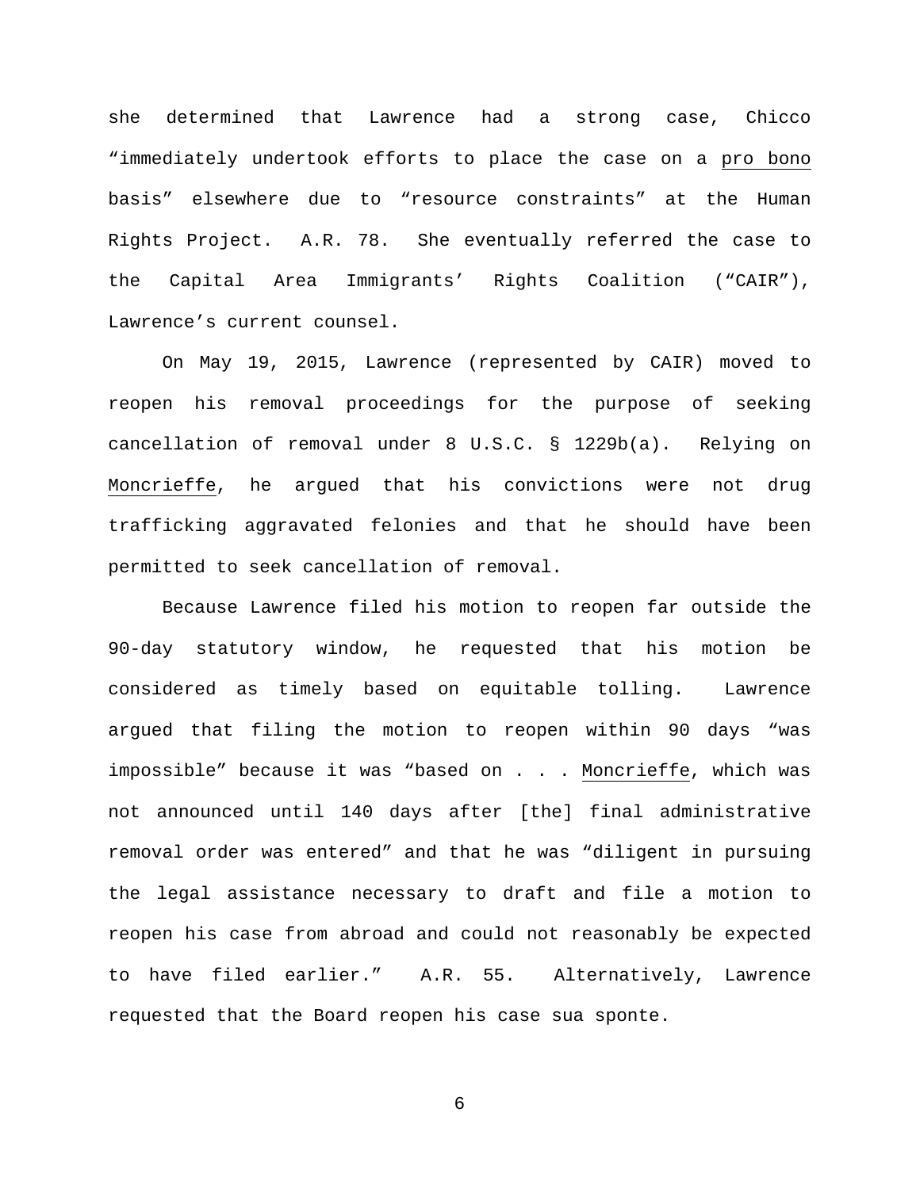she determined that Lawrence had a strong case, Chicco "immediately undertook efforts to place the case on a _pro bono_ basis" elsewhere due to "resource constraints" at the Human Rights Project. A.R. 78. She eventually referred the case to the Capital Area Immigrants' Rights Coalition ("CAIR"), Lawrence's current counsel.

On May 19, 2015, Lawrence (represented by CAIR) moved to reopen his removal proceedings for the purpose of seeking cancellation of removal under 8 U.S.C. § 1229b(a). Relying on _Moncrieffe_, he argued that his convictions were not drug trafficking aggravated felonies and that he should have been permitted to seek cancellation of removal.

Because Lawrence filed his motion to reopen far outside the 90-day statutory window, he requested that his motion be considered as timely based on equitable tolling. Lawrence argued that filing the motion to reopen within 90 days "was impossible" because it was "based on . . . _Moncrieffe_, which was not announced until 140 days after [the] final administrative removal order was entered" and that he was "diligent in pursuing the legal assistance necessary to draft and file a motion to reopen his case from abroad and could not reasonably be expected to have filed earlier." A.R. 55. Alternatively, Lawrence requested that the Board reopen his case sua sponte.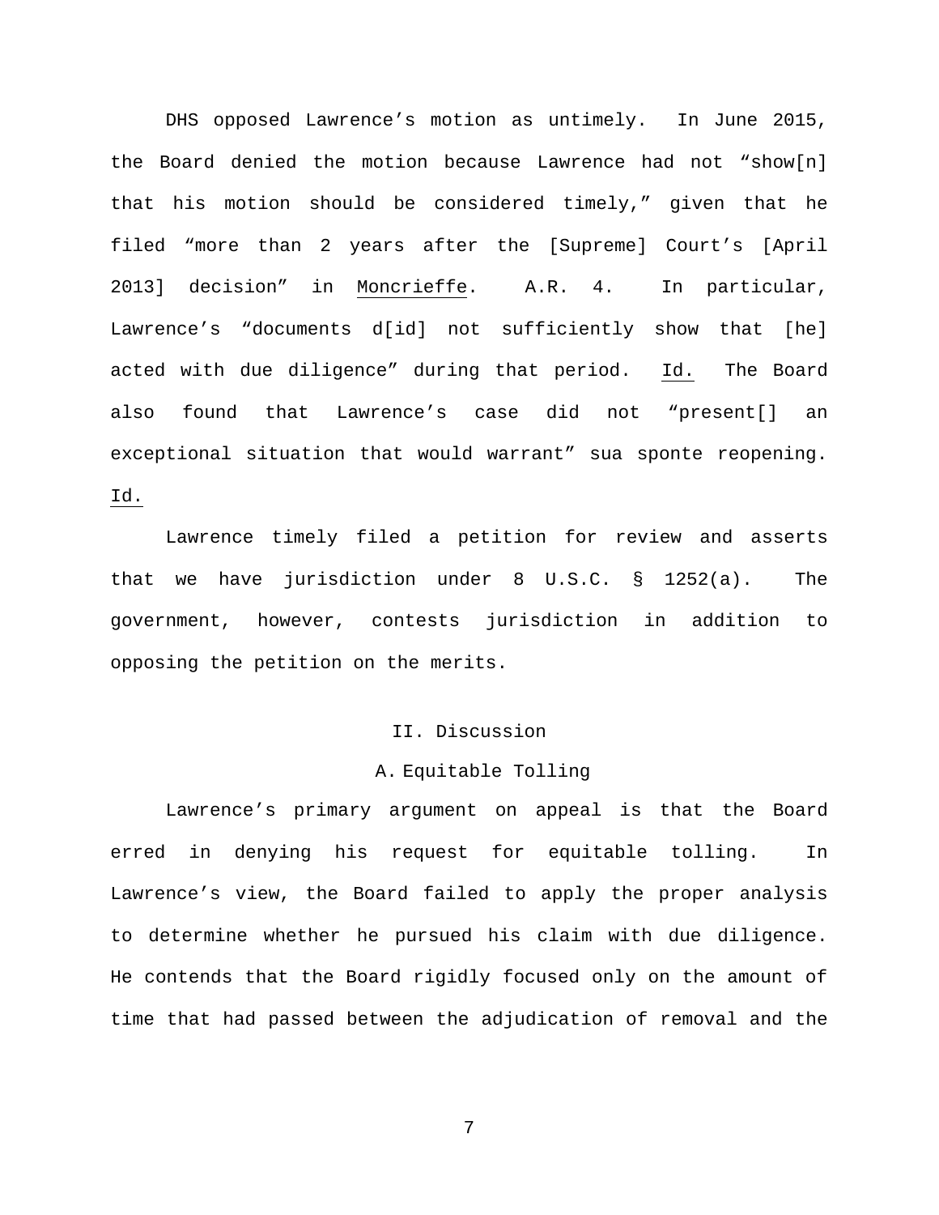DHS opposed Lawrence's motion as untimely. In June 2015, the Board denied the motion because Lawrence had not "show[n] that his motion should be considered timely," given that he filed "more than 2 years after the [Supreme] Court's [April 2013] decision" in Moncrieffe. A.R. 4. In particular, Lawrence's "documents d[id] not sufficiently show that [he] acted with due diligence" during that period. Id. The Board also found that Lawrence's case did not "present[] an exceptional situation that would warrant" sua sponte reopening. Id.

Lawrence timely filed a petition for review and asserts that we have jurisdiction under 8 U.S.C. § 1252(a). The government, however, contests jurisdiction in addition to opposing the petition on the merits.

## II. Discussion

### A. Equitable Tolling

Lawrence's primary argument on appeal is that the Board erred in denying his request for equitable tolling. In Lawrence's view, the Board failed to apply the proper analysis to determine whether he pursued his claim with due diligence. He contends that the Board rigidly focused only on the amount of time that had passed between the adjudication of removal and the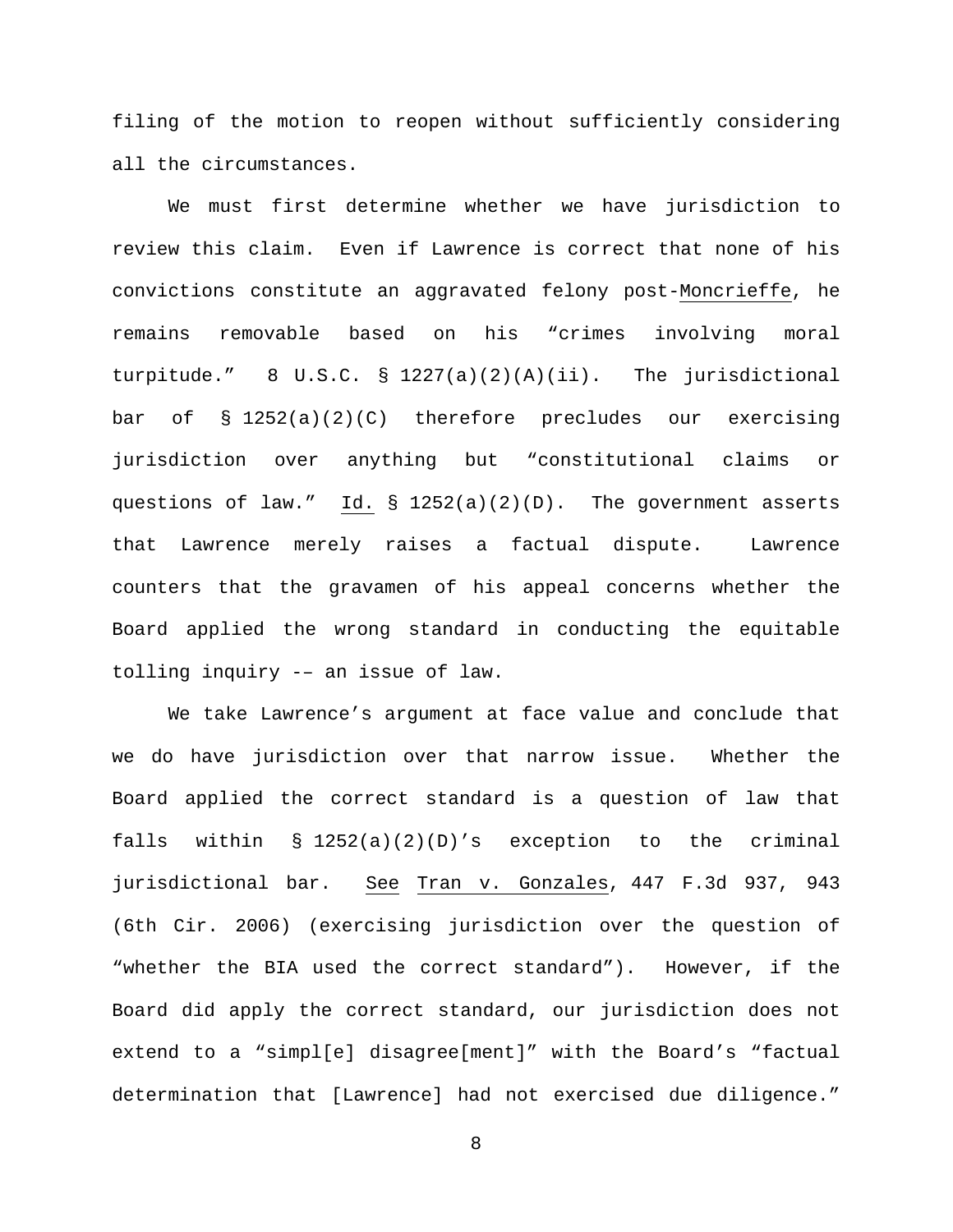filing of the motion to reopen without sufficiently considering all the circumstances.

We must first determine whether we have jurisdiction to review this claim. Even if Lawrence is correct that none of his convictions constitute an aggravated felony post-Moncrieffe, he remains removable based on his "crimes involving moral turpitude." 8 U.S.C. § 1227(a)(2)(A)(ii). The jurisdictional bar of § 1252(a)(2)(C) therefore precludes our exercising jurisdiction over anything but "constitutional claims or questions of law." Id. § 1252(a)(2)(D). The government asserts that Lawrence merely raises a factual dispute. Lawrence counters that the gravamen of his appeal concerns whether the Board applied the wrong standard in conducting the equitable tolling inquiry -– an issue of law.

We take Lawrence's argument at face value and conclude that we do have jurisdiction over that narrow issue. Whether the Board applied the correct standard is a question of law that falls within § 1252(a)(2)(D)'s exception to the criminal jurisdictional bar. See Tran v. Gonzales, 447 F.3d 937, 943 (6th Cir. 2006) (exercising jurisdiction over the question of "whether the BIA used the correct standard"). However, if the Board did apply the correct standard, our jurisdiction does not extend to a "simpl[e] disagree[ment]" with the Board's "factual determination that [Lawrence] had not exercised due diligence."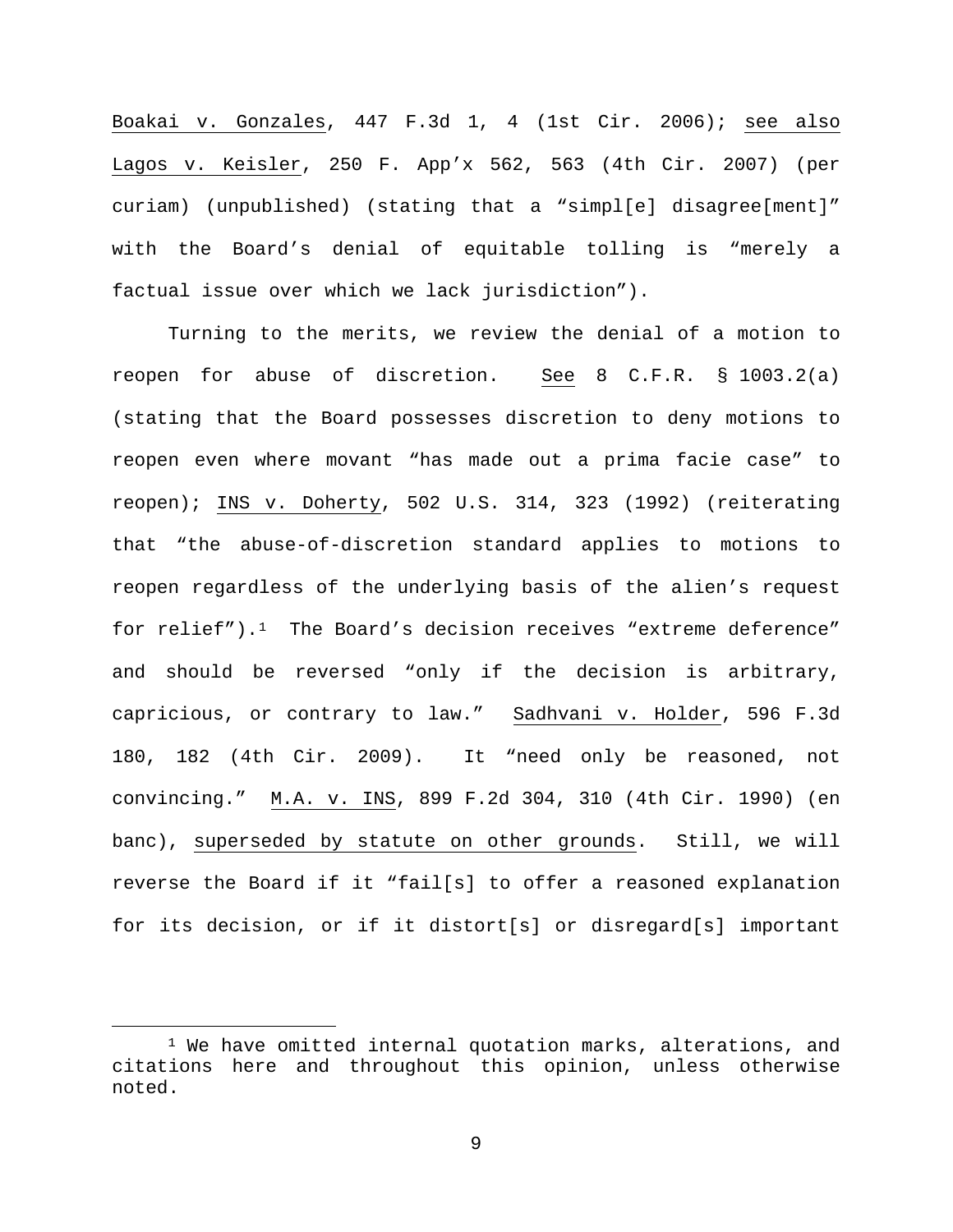Boakai v. Gonzales, 447 F.3d 1, 4 (1st Cir. 2006); see also Lagos v. Keisler, 250 F. App'x 562, 563 (4th Cir. 2007) (per curiam) (unpublished) (stating that a "simpl[e] disagree[ment]" with the Board's denial of equitable tolling is "merely a factual issue over which we lack jurisdiction").

Turning to the merits, we review the denial of a motion to reopen for abuse of discretion. See 8 C.F.R. § 1003.2(a) (stating that the Board possesses discretion to deny motions to reopen even where movant "has made out a prima facie case" to reopen); INS v. Doherty, 502 U.S. 314, 323 (1992) (reiterating that "the abuse-of-discretion standard applies to motions to reopen regardless of the underlying basis of the alien's request for relief").[1] The Board's decision receives "extreme deference" and should be reversed "only if the decision is arbitrary, capricious, or contrary to law." Sadhvani v. Holder, 596 F.3d 180, 182 (4th Cir. 2009). It "need only be reasoned, not convincing." M.A. v. INS, 899 F.2d 304, 310 (4th Cir. 1990) (en banc), superseded by statute on other grounds. Still, we will reverse the Board if it "fail[s] to offer a reasoned explanation for its decision, or if it distort[s] or disregard[s] important

---

[1] We have omitted internal quotation marks, alterations, and citations here and throughout this opinion, unless otherwise noted.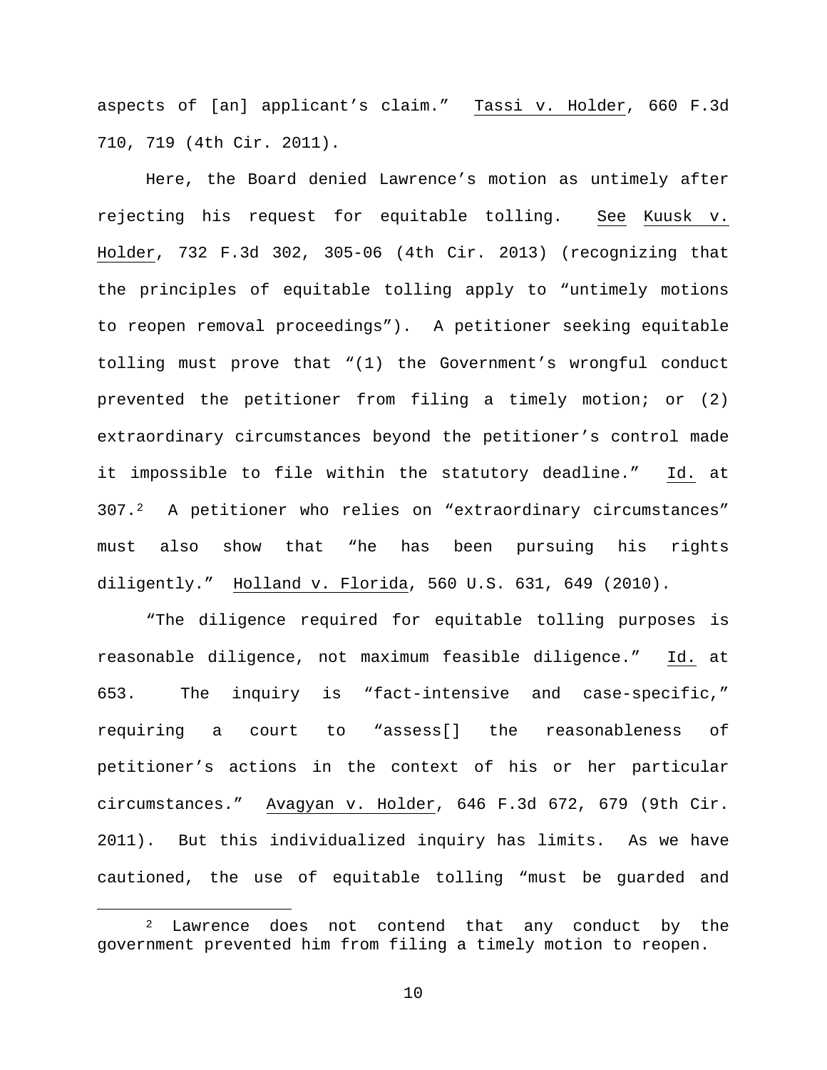aspects of [an] applicant's claim." Tassi v. Holder, 660 F.3d 710, 719 (4th Cir. 2011).

Here, the Board denied Lawrence's motion as untimely after rejecting his request for equitable tolling. See Kuusk v. Holder, 732 F.3d 302, 305-06 (4th Cir. 2013) (recognizing that the principles of equitable tolling apply to "untimely motions to reopen removal proceedings"). A petitioner seeking equitable tolling must prove that "(1) the Government's wrongful conduct prevented the petitioner from filing a timely motion; or (2) extraordinary circumstances beyond the petitioner's control made it impossible to file within the statutory deadline." Id. at 307.[2] A petitioner who relies on "extraordinary circumstances" must also show that "he has been pursuing his rights diligently." Holland v. Florida, 560 U.S. 631, 649 (2010).

"The diligence required for equitable tolling purposes is reasonable diligence, not maximum feasible diligence." Id. at 653. The inquiry is "fact-intensive and case-specific," requiring a court to "assess[] the reasonableness of petitioner's actions in the context of his or her particular circumstances." Avagyan v. Holder, 646 F.3d 672, 679 (9th Cir. 2011). But this individualized inquiry has limits. As we have cautioned, the use of equitable tolling "must be guarded and

[2] Lawrence does not contend that any conduct by the government prevented him from filing a timely motion to reopen.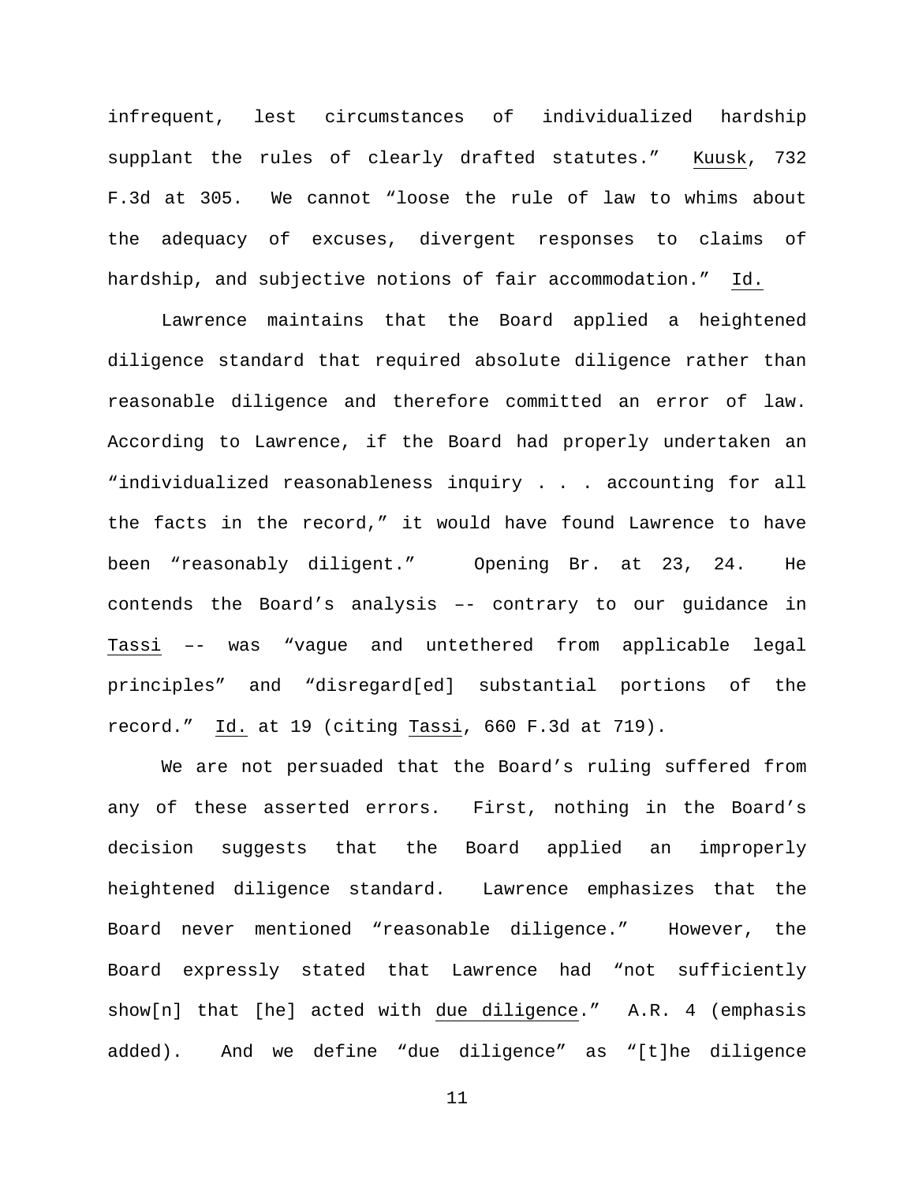infrequent, lest circumstances of individualized hardship supplant the rules of clearly drafted statutes." Kuusk, 732 F.3d at 305. We cannot "loose the rule of law to whims about the adequacy of excuses, divergent responses to claims of hardship, and subjective notions of fair accommodation." Id.

Lawrence maintains that the Board applied a heightened diligence standard that required absolute diligence rather than reasonable diligence and therefore committed an error of law. According to Lawrence, if the Board had properly undertaken an "individualized reasonableness inquiry . . . accounting for all the facts in the record," it would have found Lawrence to have been "reasonably diligent." Opening Br. at 23, 24. He contends the Board's analysis –- contrary to our guidance in Tassi –- was "vague and untethered from applicable legal principles" and "disregard[ed] substantial portions of the record." Id. at 19 (citing Tassi, 660 F.3d at 719).

We are not persuaded that the Board's ruling suffered from any of these asserted errors. First, nothing in the Board's decision suggests that the Board applied an improperly heightened diligence standard. Lawrence emphasizes that the Board never mentioned "reasonable diligence." However, the Board expressly stated that Lawrence had "not sufficiently show[n] that [he] acted with due diligence." A.R. 4 (emphasis added). And we define "due diligence" as "[t]he diligence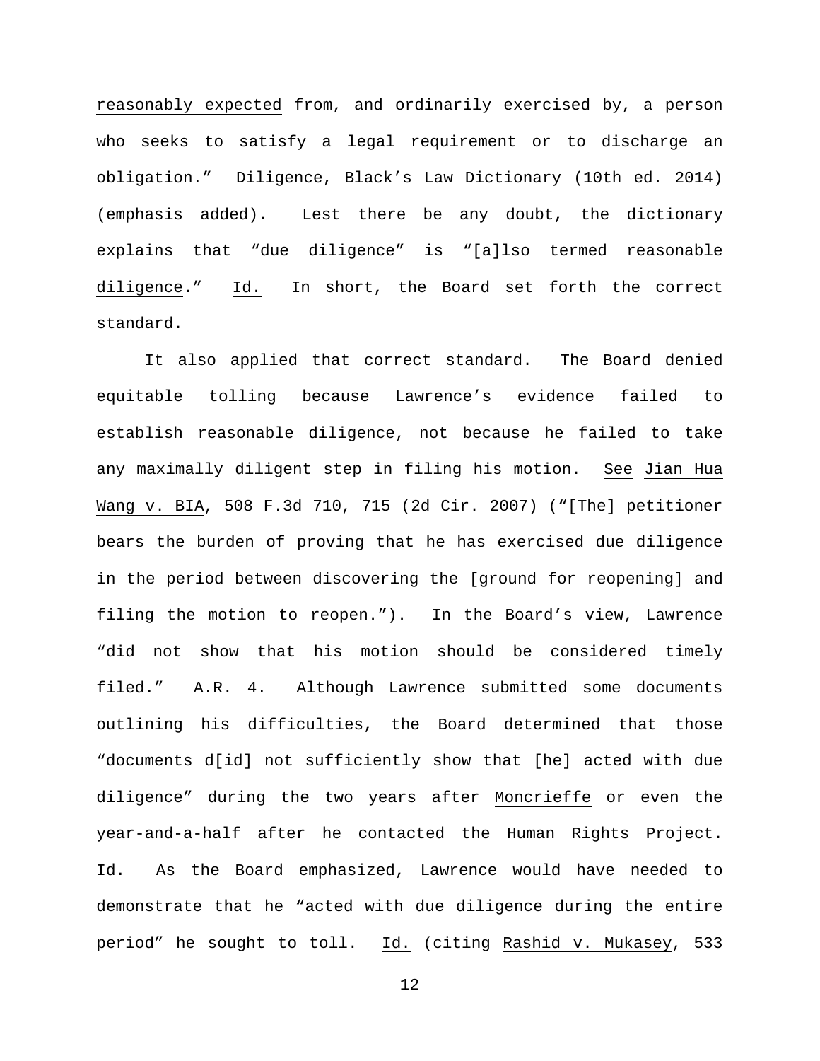reasonably expected from, and ordinarily exercised by, a person who seeks to satisfy a legal requirement or to discharge an obligation." Diligence, Black's Law Dictionary (10th ed. 2014) (emphasis added). Lest there be any doubt, the dictionary explains that "due diligence" is "[a]lso termed reasonable diligence." Id. In short, the Board set forth the correct standard.

It also applied that correct standard. The Board denied equitable tolling because Lawrence's evidence failed to establish reasonable diligence, not because he failed to take any maximally diligent step in filing his motion. See Jian Hua Wang v. BIA, 508 F.3d 710, 715 (2d Cir. 2007) ("[The] petitioner bears the burden of proving that he has exercised due diligence in the period between discovering the [ground for reopening] and filing the motion to reopen."). In the Board's view, Lawrence "did not show that his motion should be considered timely filed." A.R. 4. Although Lawrence submitted some documents outlining his difficulties, the Board determined that those "documents d[id] not sufficiently show that [he] acted with due diligence" during the two years after Moncrieffe or even the year-and-a-half after he contacted the Human Rights Project. Id. As the Board emphasized, Lawrence would have needed to demonstrate that he "acted with due diligence during the entire period" he sought to toll. Id. (citing Rashid v. Mukasey, 533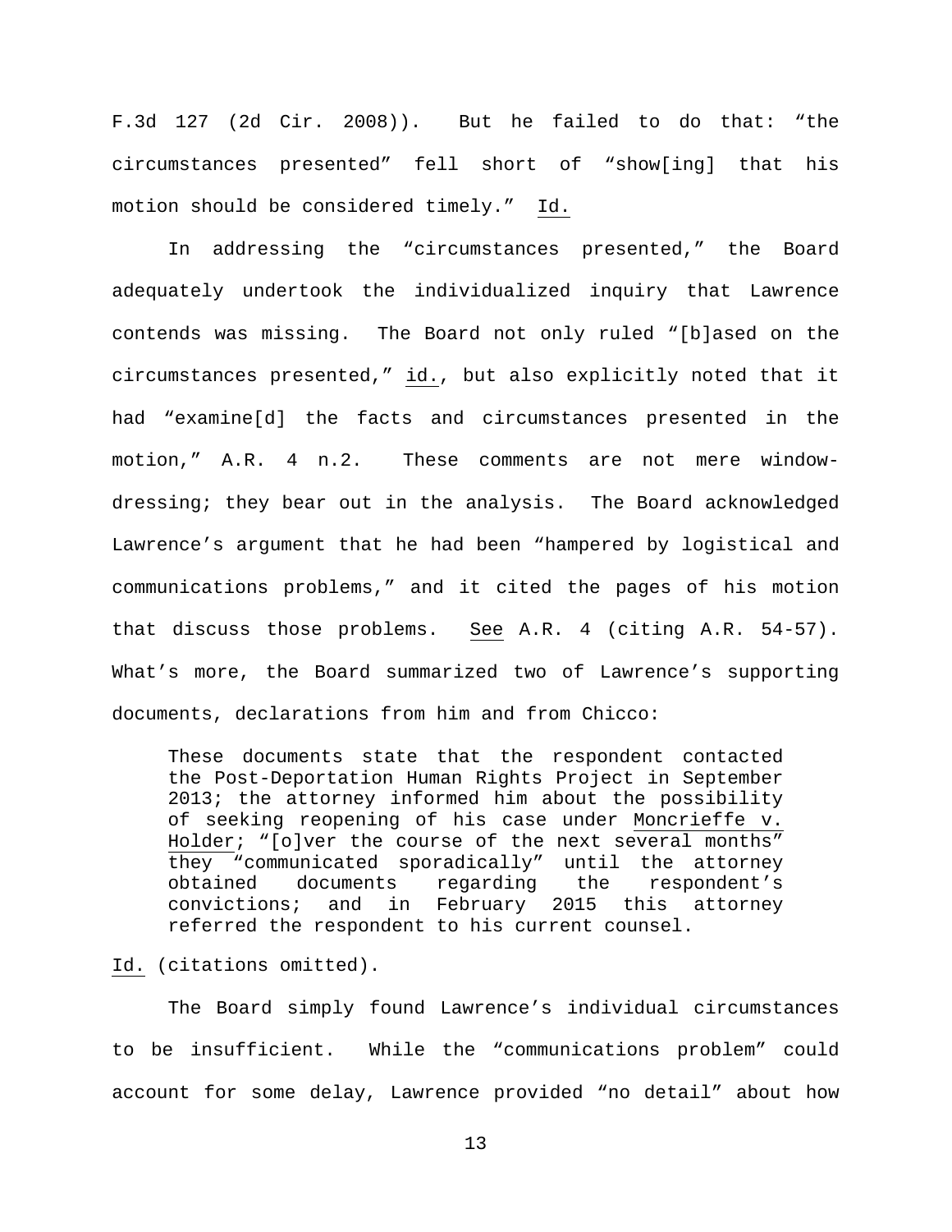F.3d 127 (2d Cir. 2008)). But he failed to do that: "the circumstances presented" fell short of "show[ing] that his motion should be considered timely." Id.

In addressing the "circumstances presented," the Board adequately undertook the individualized inquiry that Lawrence contends was missing. The Board not only ruled "[b]ased on the circumstances presented," id., but also explicitly noted that it had "examine[d] the facts and circumstances presented in the motion," A.R. 4 n.2. These comments are not mere window-dressing; they bear out in the analysis. The Board acknowledged Lawrence's argument that he had been "hampered by logistical and communications problems," and it cited the pages of his motion that discuss those problems. See A.R. 4 (citing A.R. 54-57). What's more, the Board summarized two of Lawrence's supporting documents, declarations from him and from Chicco:

> These documents state that the respondent contacted the Post-Deportation Human Rights Project in September 2013; the attorney informed him about the possibility of seeking reopening of his case under Moncrieffe v. Holder; "[o]ver the course of the next several months" they "communicated sporadically" until the attorney obtained documents regarding the respondent's convictions; and in February 2015 this attorney referred the respondent to his current counsel.

Id. (citations omitted).

The Board simply found Lawrence's individual circumstances to be insufficient. While the "communications problem" could account for some delay, Lawrence provided "no detail" about how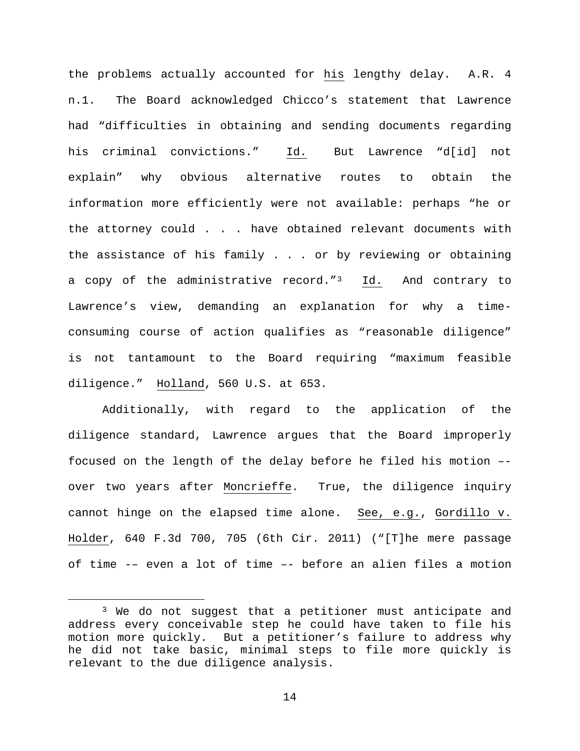the problems actually accounted for <u>his</u> lengthy delay. A.R. 4 n.1. The Board acknowledged Chicco's statement that Lawrence had "difficulties in obtaining and sending documents regarding his criminal convictions." <u>Id.</u> But Lawrence "d[id] not explain" why obvious alternative routes to obtain the information more efficiently were not available: perhaps "he or the attorney could . . . have obtained relevant documents with the assistance of his family . . . or by reviewing or obtaining a copy of the administrative record."[3] <u>Id.</u> And contrary to Lawrence's view, demanding an explanation for why a time-consuming course of action qualifies as "reasonable diligence" is not tantamount to the Board requiring "maximum feasible diligence." <u>Holland</u>, 560 U.S. at 653.

Additionally, with regard to the application of the diligence standard, Lawrence argues that the Board improperly focused on the length of the delay before he filed his motion –- over two years after <u>Moncrieffe</u>. True, the diligence inquiry cannot hinge on the elapsed time alone. <u>See, e.g.</u>, <u>Gordillo v. Holder</u>, 640 F.3d 700, 705 (6th Cir. 2011) ("[T]he mere passage of time -– even a lot of time –- before an alien files a motion

[3] We do not suggest that a petitioner must anticipate and address every conceivable step he could have taken to file his motion more quickly. But a petitioner's failure to address why he did not take basic, minimal steps to file more quickly is relevant to the due diligence analysis.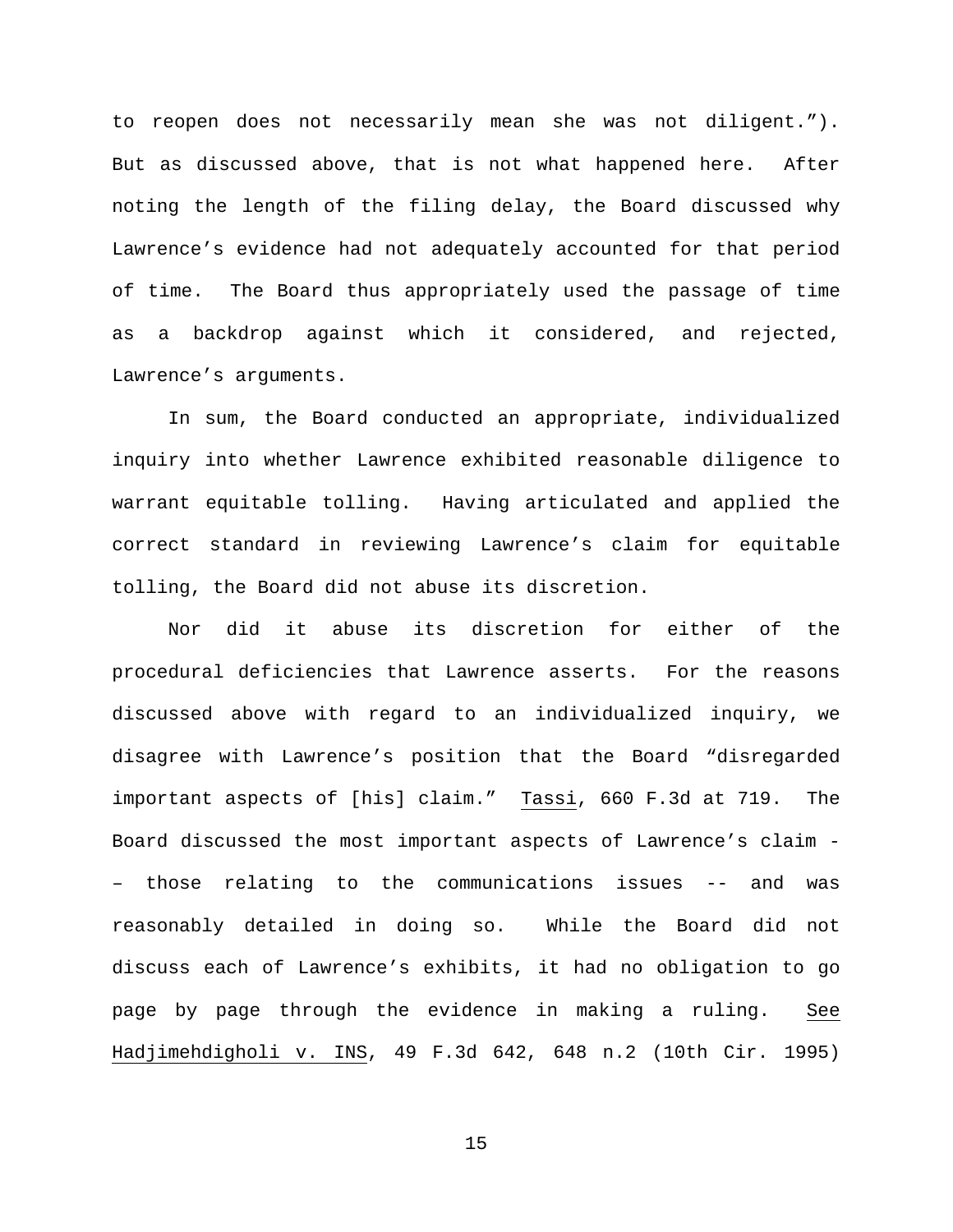to reopen does not necessarily mean she was not diligent."). But as discussed above, that is not what happened here. After noting the length of the filing delay, the Board discussed why Lawrence's evidence had not adequately accounted for that period of time. The Board thus appropriately used the passage of time as a backdrop against which it considered, and rejected, Lawrence's arguments.

In sum, the Board conducted an appropriate, individualized inquiry into whether Lawrence exhibited reasonable diligence to warrant equitable tolling. Having articulated and applied the correct standard in reviewing Lawrence's claim for equitable tolling, the Board did not abuse its discretion.

Nor did it abuse its discretion for either of the procedural deficiencies that Lawrence asserts. For the reasons discussed above with regard to an individualized inquiry, we disagree with Lawrence's position that the Board "disregarded important aspects of [his] claim." Tassi, 660 F.3d at 719. The Board discussed the most important aspects of Lawrence's claim -– those relating to the communications issues -- and was reasonably detailed in doing so. While the Board did not discuss each of Lawrence's exhibits, it had no obligation to go page by page through the evidence in making a ruling. See Hadjimehdigholi v. INS, 49 F.3d 642, 648 n.2 (10th Cir. 1995)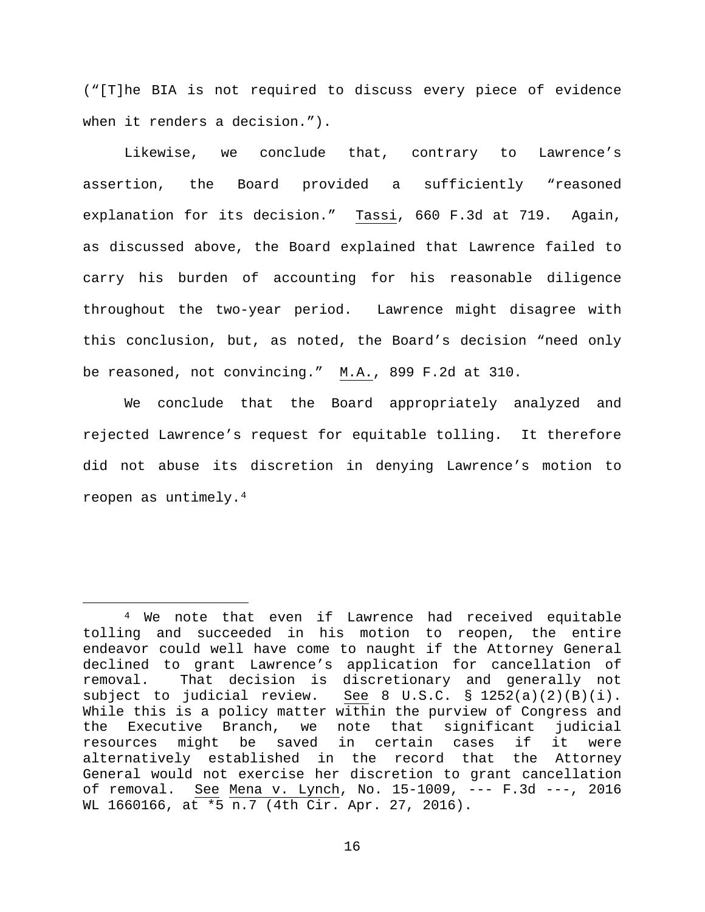("[T]he BIA is not required to discuss every piece of evidence when it renders a decision.").

Likewise, we conclude that, contrary to Lawrence's assertion, the Board provided a sufficiently "reasoned explanation for its decision." Tassi, 660 F.3d at 719. Again, as discussed above, the Board explained that Lawrence failed to carry his burden of accounting for his reasonable diligence throughout the two-year period. Lawrence might disagree with this conclusion, but, as noted, the Board's decision "need only be reasoned, not convincing." M.A., 899 F.2d at 310.

We conclude that the Board appropriately analyzed and rejected Lawrence's request for equitable tolling. It therefore did not abuse its discretion in denying Lawrence's motion to reopen as untimely.[4]

---

[4] We note that even if Lawrence had received equitable tolling and succeeded in his motion to reopen, the entire endeavor could well have come to naught if the Attorney General declined to grant Lawrence's application for cancellation of removal. That decision is discretionary and generally not subject to judicial review. See 8 U.S.C. § 1252(a)(2)(B)(i). While this is a policy matter within the purview of Congress and the Executive Branch, we note that significant judicial resources might be saved in certain cases if it were alternatively established in the record that the Attorney General would not exercise her discretion to grant cancellation of removal. See Mena v. Lynch, No. 15-1009, --- F.3d ---, 2016 WL 1660166, at *5 n.7 (4th Cir. Apr. 27, 2016).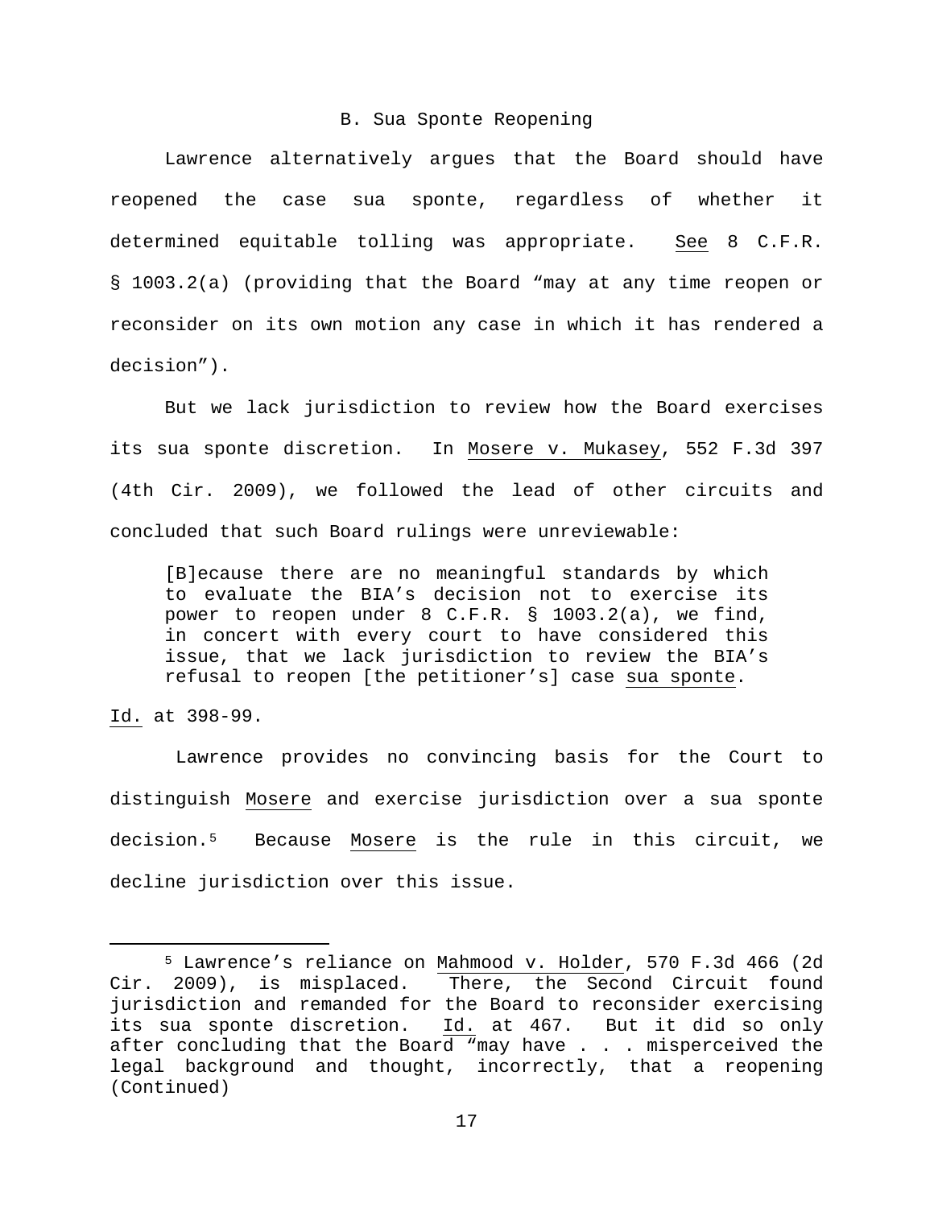### B. Sua Sponte Reopening

Lawrence alternatively argues that the Board should have reopened the case sua sponte, regardless of whether it determined equitable tolling was appropriate. See 8 C.F.R. § 1003.2(a) (providing that the Board "may at any time reopen or reconsider on its own motion any case in which it has rendered a decision").

But we lack jurisdiction to review how the Board exercises its sua sponte discretion. In Mosere v. Mukasey, 552 F.3d 397 (4th Cir. 2009), we followed the lead of other circuits and concluded that such Board rulings were unreviewable:

> [B]ecause there are no meaningful standards by which to evaluate the BIA's decision not to exercise its power to reopen under 8 C.F.R. § 1003.2(a), we find, in concert with every court to have considered this issue, that we lack jurisdiction to review the BIA's refusal to reopen [the petitioner's] case *sua sponte*.

Id. at 398-99.

Lawrence provides no convincing basis for the Court to distinguish Mosere and exercise jurisdiction over a sua sponte decision.[5] Because Mosere is the rule in this circuit, we decline jurisdiction over this issue.

---

[5] Lawrence's reliance on Mahmood v. Holder, 570 F.3d 466 (2d Cir. 2009), is misplaced. There, the Second Circuit found jurisdiction and remanded for the Board to reconsider exercising its sua sponte discretion. Id. at 467. But it did so only after concluding that the Board "may have . . . misperceived the legal background and thought, incorrectly, that a reopening (Continued)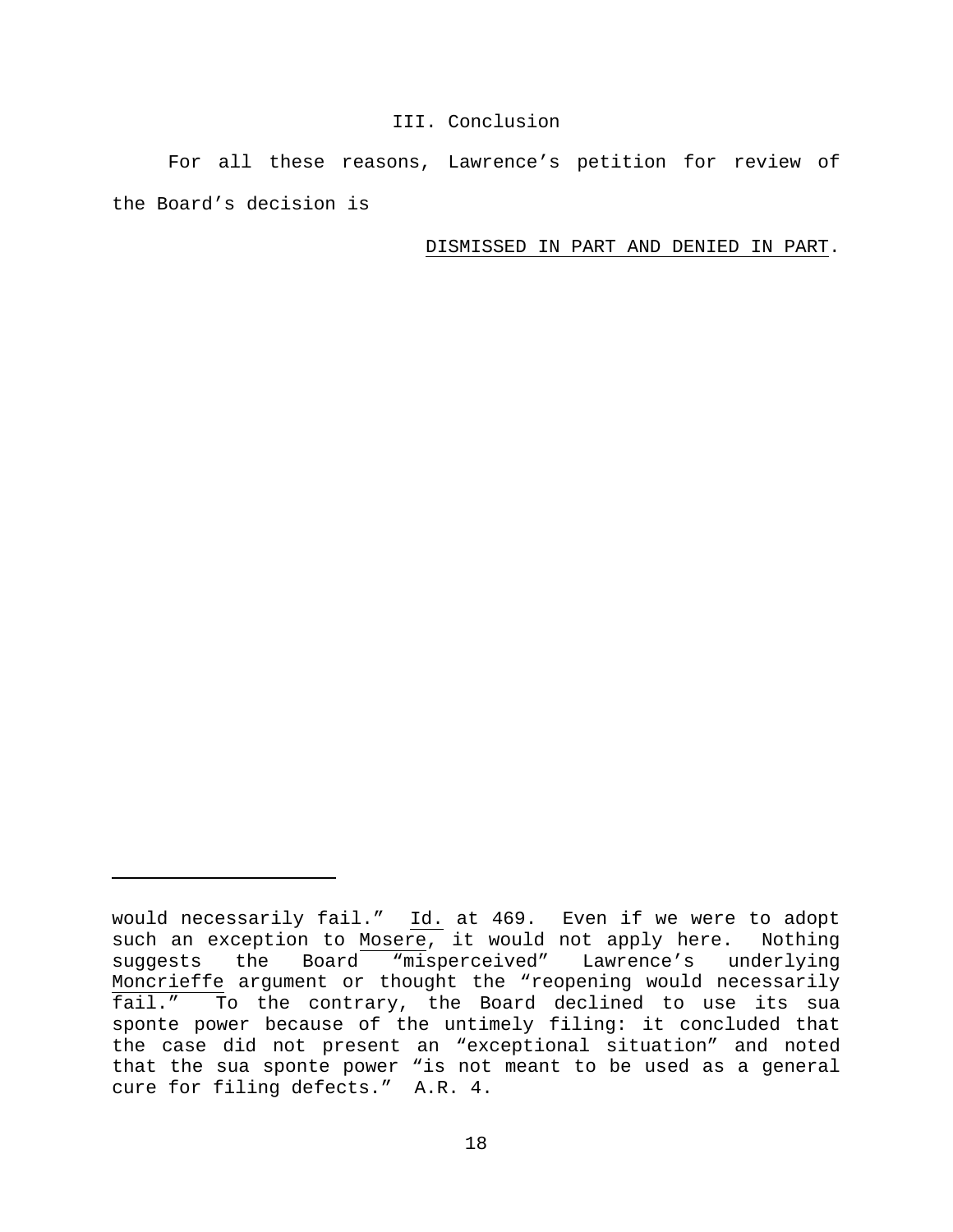## III. Conclusion

For all these reasons, Lawrence's petition for review of the Board's decision is

DISMISSED IN PART AND DENIED IN PART.

---

would necessarily fail." Id. at 469. Even if we were to adopt such an exception to Mosere, it would not apply here. Nothing suggests the Board "misperceived" Lawrence's underlying Moncrieffe argument or thought the "reopening would necessarily fail." To the contrary, the Board declined to use its sua sponte power because of the untimely filing: it concluded that the case did not present an "exceptional situation" and noted that the sua sponte power "is not meant to be used as a general cure for filing defects." A.R. 4.